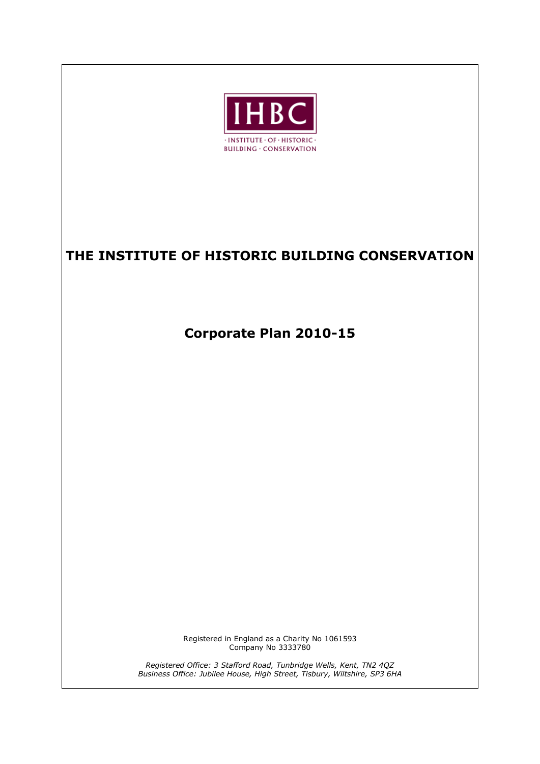IHBC

· INSTITUTE · OF · HISTORIC · BUILDING · CONSERVATION

# THE INSTITUTE OF HISTORIC BUILDING CONSERVATION

## Corporate Plan 2010-15

Registered in England as a Charity No 1061593
Company No 3333780

*Registered Office: 3 Stafford Road, Tunbridge Wells, Kent, TN2 4QZ*
*Business Office: Jubilee House, High Street, Tisbury, Wiltshire, SP3 6HA*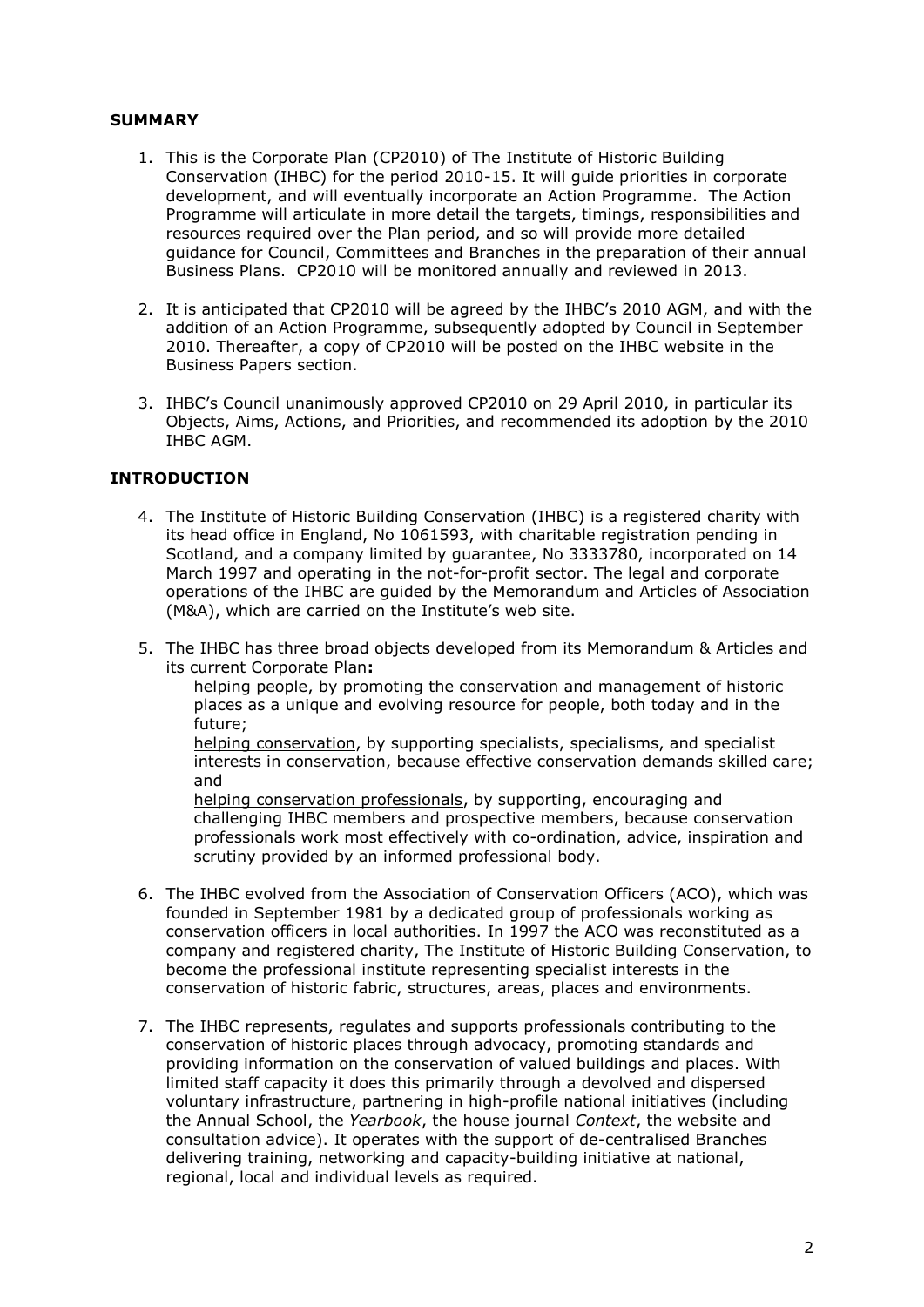## SUMMARY

1. This is the Corporate Plan (CP2010) of The Institute of Historic Building Conservation (IHBC) for the period 2010-15. It will guide priorities in corporate development, and will eventually incorporate an Action Programme. The Action Programme will articulate in more detail the targets, timings, responsibilities and resources required over the Plan period, and so will provide more detailed guidance for Council, Committees and Branches in the preparation of their annual Business Plans. CP2010 will be monitored annually and reviewed in 2013.

2. It is anticipated that CP2010 will be agreed by the IHBC's 2010 AGM, and with the addition of an Action Programme, subsequently adopted by Council in September 2010. Thereafter, a copy of CP2010 will be posted on the IHBC website in the Business Papers section.

3. IHBC's Council unanimously approved CP2010 on 29 April 2010, in particular its Objects, Aims, Actions, and Priorities, and recommended its adoption by the 2010 IHBC AGM.

## INTRODUCTION

4. The Institute of Historic Building Conservation (IHBC) is a registered charity with its head office in England, No 1061593, with charitable registration pending in Scotland, and a company limited by guarantee, No 3333780, incorporated on 14 March 1997 and operating in the not-for-profit sector. The legal and corporate operations of the IHBC are guided by the Memorandum and Articles of Association (M&A), which are carried on the Institute's web site.

5. The IHBC has three broad objects developed from its Memorandum & Articles and its current Corporate Plan**:**

   helping people, by promoting the conservation and management of historic places as a unique and evolving resource for people, both today and in the future;

   helping conservation, by supporting specialists, specialisms, and specialist interests in conservation, because effective conservation demands skilled care; and

   helping conservation professionals, by supporting, encouraging and challenging IHBC members and prospective members, because conservation professionals work most effectively with co-ordination, advice, inspiration and scrutiny provided by an informed professional body.

6. The IHBC evolved from the Association of Conservation Officers (ACO), which was founded in September 1981 by a dedicated group of professionals working as conservation officers in local authorities. In 1997 the ACO was reconstituted as a company and registered charity, The Institute of Historic Building Conservation, to become the professional institute representing specialist interests in the conservation of historic fabric, structures, areas, places and environments.

7. The IHBC represents, regulates and supports professionals contributing to the conservation of historic places through advocacy, promoting standards and providing information on the conservation of valued buildings and places. With limited staff capacity it does this primarily through a devolved and dispersed voluntary infrastructure, partnering in high-profile national initiatives (including the Annual School, the *Yearbook*, the house journal *Context*, the website and consultation advice). It operates with the support of de-centralised Branches delivering training, networking and capacity-building initiative at national, regional, local and individual levels as required.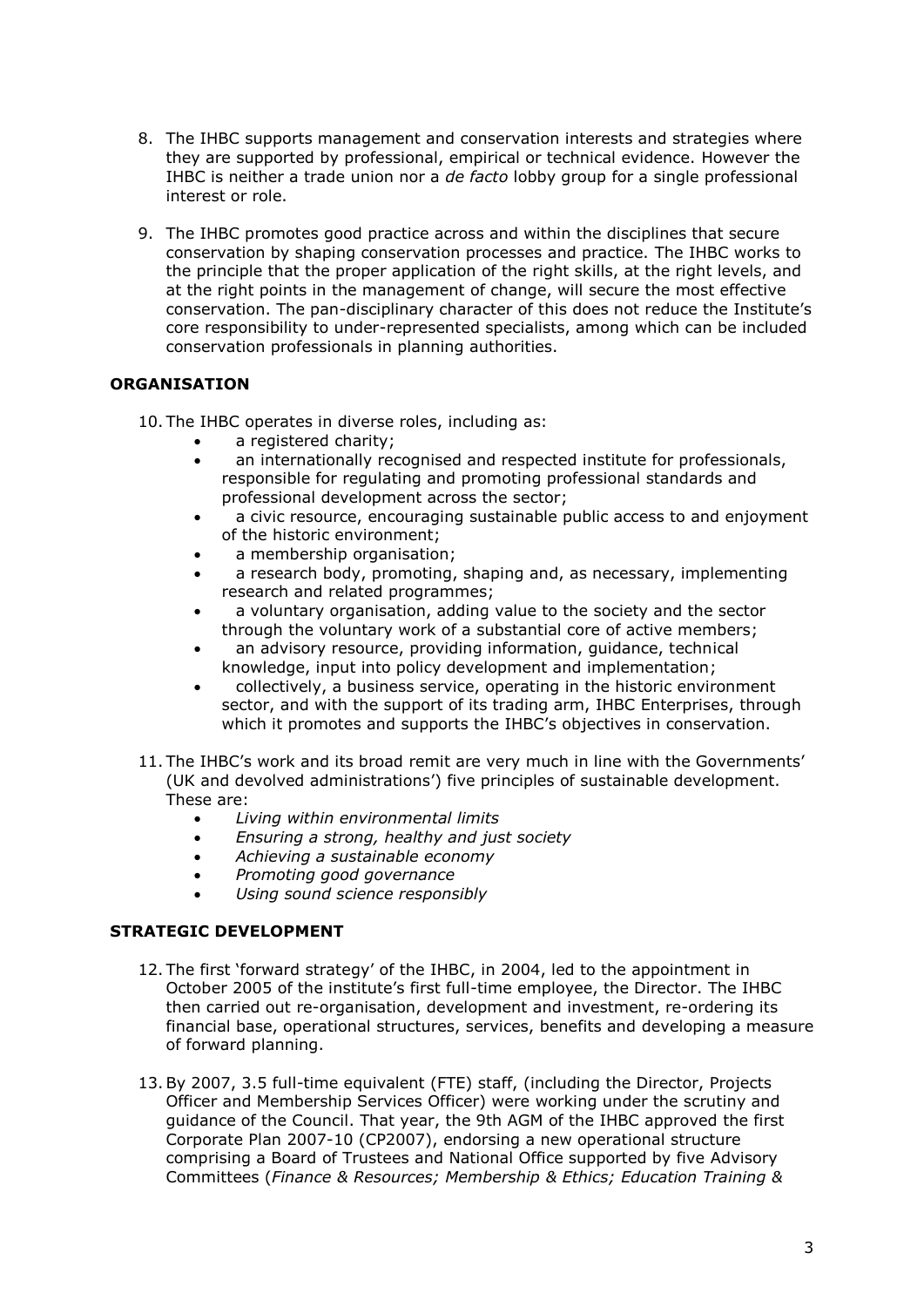8. The IHBC supports management and conservation interests and strategies where they are supported by professional, empirical or technical evidence. However the IHBC is neither a trade union nor a *de facto* lobby group for a single professional interest or role.

9. The IHBC promotes good practice across and within the disciplines that secure conservation by shaping conservation processes and practice. The IHBC works to the principle that the proper application of the right skills, at the right levels, and at the right points in the management of change, will secure the most effective conservation. The pan-disciplinary character of this does not reduce the Institute's core responsibility to under-represented specialists, among which can be included conservation professionals in planning authorities.

## ORGANISATION

10. The IHBC operates in diverse roles, including as:
    - a registered charity;
    - an internationally recognised and respected institute for professionals, responsible for regulating and promoting professional standards and professional development across the sector;
    - a civic resource, encouraging sustainable public access to and enjoyment of the historic environment;
    - a membership organisation;
    - a research body, promoting, shaping and, as necessary, implementing research and related programmes;
    - a voluntary organisation, adding value to the society and the sector through the voluntary work of a substantial core of active members;
    - an advisory resource, providing information, guidance, technical knowledge, input into policy development and implementation;
    - collectively, a business service, operating in the historic environment sector, and with the support of its trading arm, IHBC Enterprises, through which it promotes and supports the IHBC's objectives in conservation.

11. The IHBC's work and its broad remit are very much in line with the Governments' (UK and devolved administrations') five principles of sustainable development. These are:
    - *Living within environmental limits*
    - *Ensuring a strong, healthy and just society*
    - *Achieving a sustainable economy*
    - *Promoting good governance*
    - *Using sound science responsibly*

## STRATEGIC DEVELOPMENT

12. The first 'forward strategy' of the IHBC, in 2004, led to the appointment in October 2005 of the institute's first full-time employee, the Director. The IHBC then carried out re-organisation, development and investment, re-ordering its financial base, operational structures, services, benefits and developing a measure of forward planning.

13. By 2007, 3.5 full-time equivalent (FTE) staff, (including the Director, Projects Officer and Membership Services Officer) were working under the scrutiny and guidance of the Council. That year, the 9th AGM of the IHBC approved the first Corporate Plan 2007-10 (CP2007), endorsing a new operational structure comprising a Board of Trustees and National Office supported by five Advisory Committees (*Finance & Resources; Membership & Ethics; Education Training &*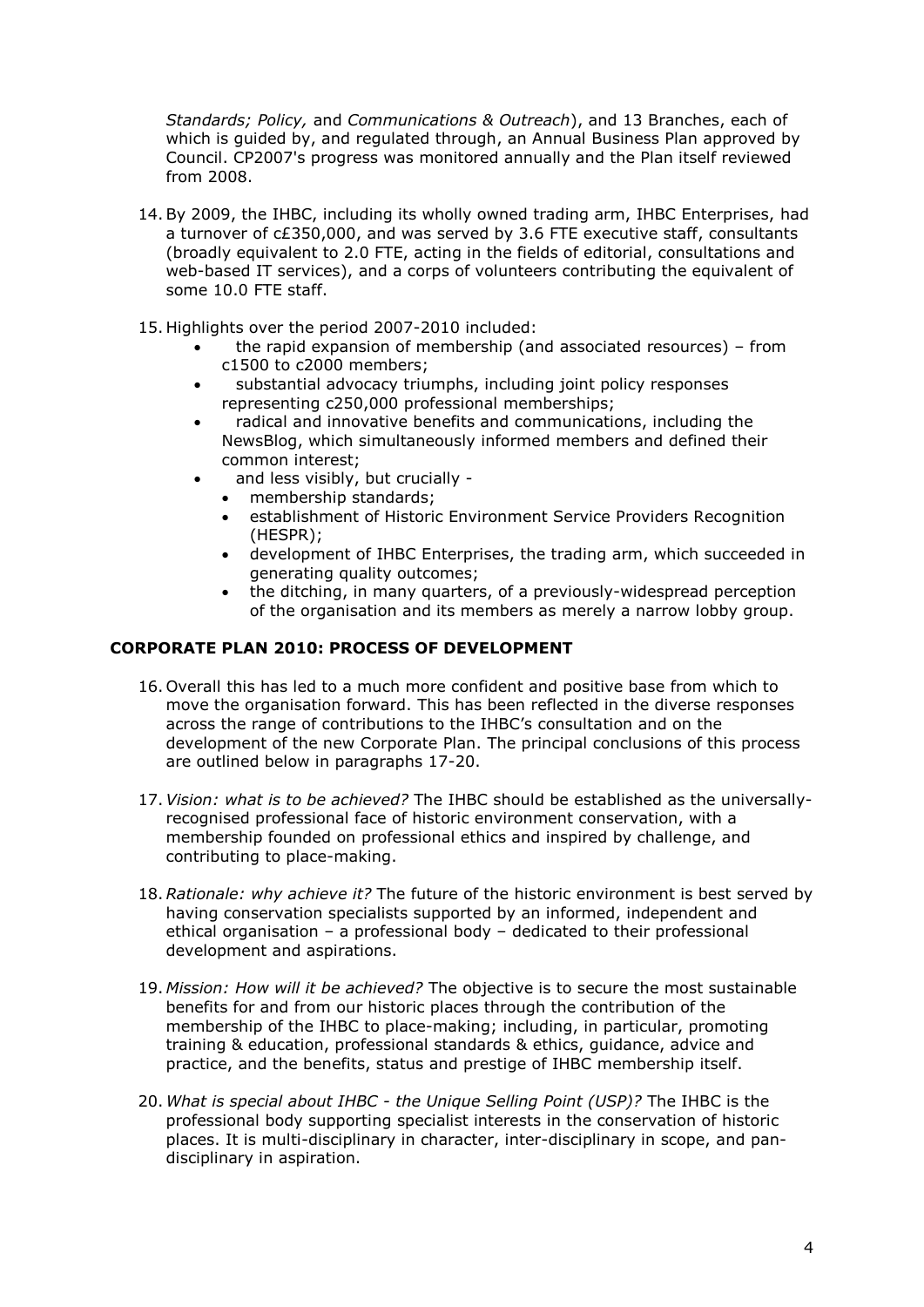*Standards; Policy,* and *Communications & Outreach*), and 13 Branches, each of which is guided by, and regulated through, an Annual Business Plan approved by Council. CP2007's progress was monitored annually and the Plan itself reviewed from 2008.

14. By 2009, the IHBC, including its wholly owned trading arm, IHBC Enterprises, had a turnover of c£350,000, and was served by 3.6 FTE executive staff, consultants (broadly equivalent to 2.0 FTE, acting in the fields of editorial, consultations and web-based IT services), and a corps of volunteers contributing the equivalent of some 10.0 FTE staff.

15. Highlights over the period 2007-2010 included:
    - the rapid expansion of membership (and associated resources) – from c1500 to c2000 members;
    - substantial advocacy triumphs, including joint policy responses representing c250,000 professional memberships;
    - radical and innovative benefits and communications, including the NewsBlog, which simultaneously informed members and defined their common interest;
    - and less visibly, but crucially -
        - membership standards;
        - establishment of Historic Environment Service Providers Recognition (HESPR);
        - development of IHBC Enterprises, the trading arm, which succeeded in generating quality outcomes;
        - the ditching, in many quarters, of a previously-widespread perception of the organisation and its members as merely a narrow lobby group.

## CORPORATE PLAN 2010: PROCESS OF DEVELOPMENT

16. Overall this has led to a much more confident and positive base from which to move the organisation forward. This has been reflected in the diverse responses across the range of contributions to the IHBC's consultation and on the development of the new Corporate Plan. The principal conclusions of this process are outlined below in paragraphs 17-20.

17. *Vision: what is to be achieved?* The IHBC should be established as the universally-recognised professional face of historic environment conservation, with a membership founded on professional ethics and inspired by challenge, and contributing to place-making.

18. *Rationale: why achieve it?* The future of the historic environment is best served by having conservation specialists supported by an informed, independent and ethical organisation – a professional body – dedicated to their professional development and aspirations.

19. *Mission: How will it be achieved?* The objective is to secure the most sustainable benefits for and from our historic places through the contribution of the membership of the IHBC to place-making; including, in particular, promoting training & education, professional standards & ethics, guidance, advice and practice, and the benefits, status and prestige of IHBC membership itself.

20. *What is special about IHBC - the Unique Selling Point (USP)?* The IHBC is the professional body supporting specialist interests in the conservation of historic places. It is multi-disciplinary in character, inter-disciplinary in scope, and pan-disciplinary in aspiration.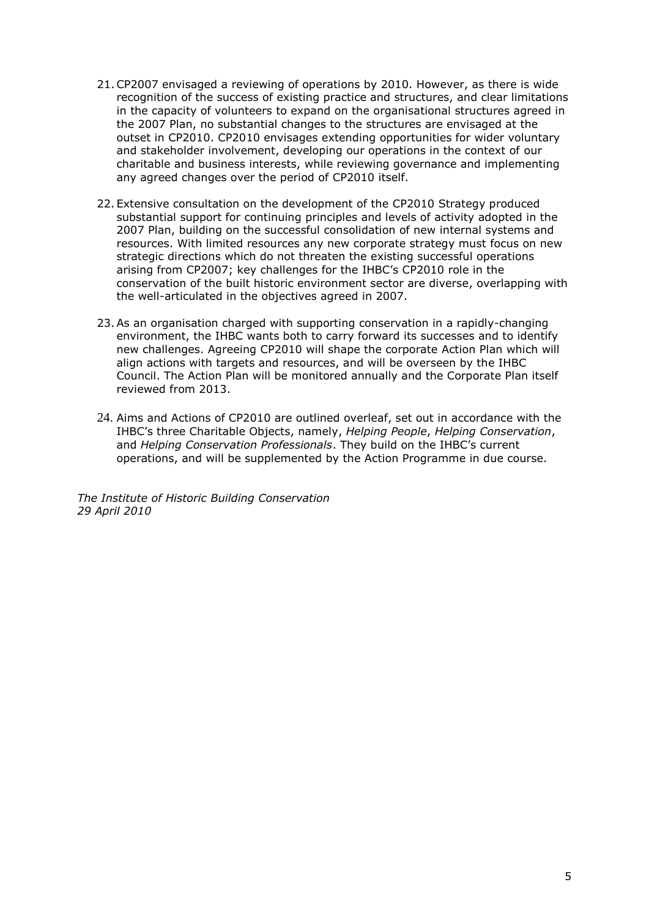21. CP2007 envisaged a reviewing of operations by 2010. However, as there is wide recognition of the success of existing practice and structures, and clear limitations in the capacity of volunteers to expand on the organisational structures agreed in the 2007 Plan, no substantial changes to the structures are envisaged at the outset in CP2010. CP2010 envisages extending opportunities for wider voluntary and stakeholder involvement, developing our operations in the context of our charitable and business interests, while reviewing governance and implementing any agreed changes over the period of CP2010 itself.

22. Extensive consultation on the development of the CP2010 Strategy produced substantial support for continuing principles and levels of activity adopted in the 2007 Plan, building on the successful consolidation of new internal systems and resources. With limited resources any new corporate strategy must focus on new strategic directions which do not threaten the existing successful operations arising from CP2007; key challenges for the IHBC's CP2010 role in the conservation of the built historic environment sector are diverse, overlapping with the well-articulated in the objectives agreed in 2007.

23. As an organisation charged with supporting conservation in a rapidly-changing environment, the IHBC wants both to carry forward its successes and to identify new challenges. Agreeing CP2010 will shape the corporate Action Plan which will align actions with targets and resources, and will be overseen by the IHBC Council. The Action Plan will be monitored annually and the Corporate Plan itself reviewed from 2013.

24. Aims and Actions of CP2010 are outlined overleaf, set out in accordance with the IHBC's three Charitable Objects, namely, *Helping People*, *Helping Conservation*, and *Helping Conservation Professionals*. They build on the IHBC's current operations, and will be supplemented by the Action Programme in due course.

*The Institute of Historic Building Conservation*
*29 April 2010*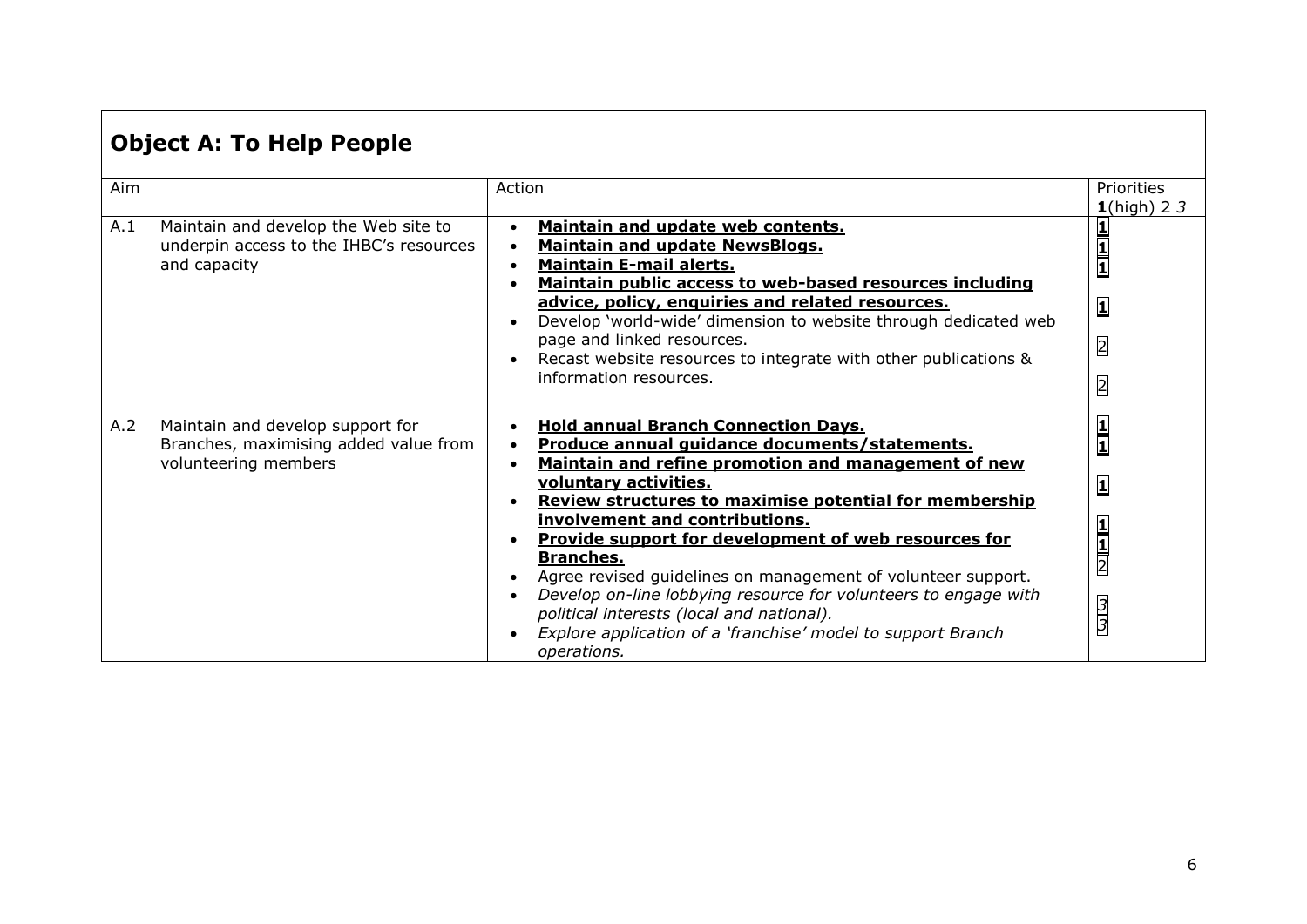## Object A: To Help People

| Aim | | Action | Priorities **1**(high) 2 *3* |
|---|---|---|---|
| A.1 | Maintain and develop the Web site to underpin access to the IHBC's resources and capacity | • **Maintain and update web contents.**<br>• **Maintain and update NewsBlogs.**<br>• **Maintain E-mail alerts.**<br>• **Maintain public access to web-based resources including advice, policy, enquiries and related resources.**<br>• Develop 'world-wide' dimension to website through dedicated web page and linked resources.<br>• Recast website resources to integrate with other publications & information resources. | **1**<br>**1**<br>**1**<br>**1**<br>2<br>2 |
| A.2 | Maintain and develop support for Branches, maximising added value from volunteering members | • **Hold annual Branch Connection Days.**<br>• **Produce annual guidance documents/statements.**<br>• **Maintain and refine promotion and management of new voluntary activities.**<br>• **Review structures to maximise potential for membership involvement and contributions.**<br>• **Provide support for development of web resources for Branches.**<br>• Agree revised guidelines on management of volunteer support.<br>• *Develop on-line lobbying resource for volunteers to engage with political interests (local and national).*<br>• *Explore application of a 'franchise' model to support Branch operations.* | **1**<br>**1**<br>**1**<br>**1**<br>**1**<br>2<br>*3*<br>*3* |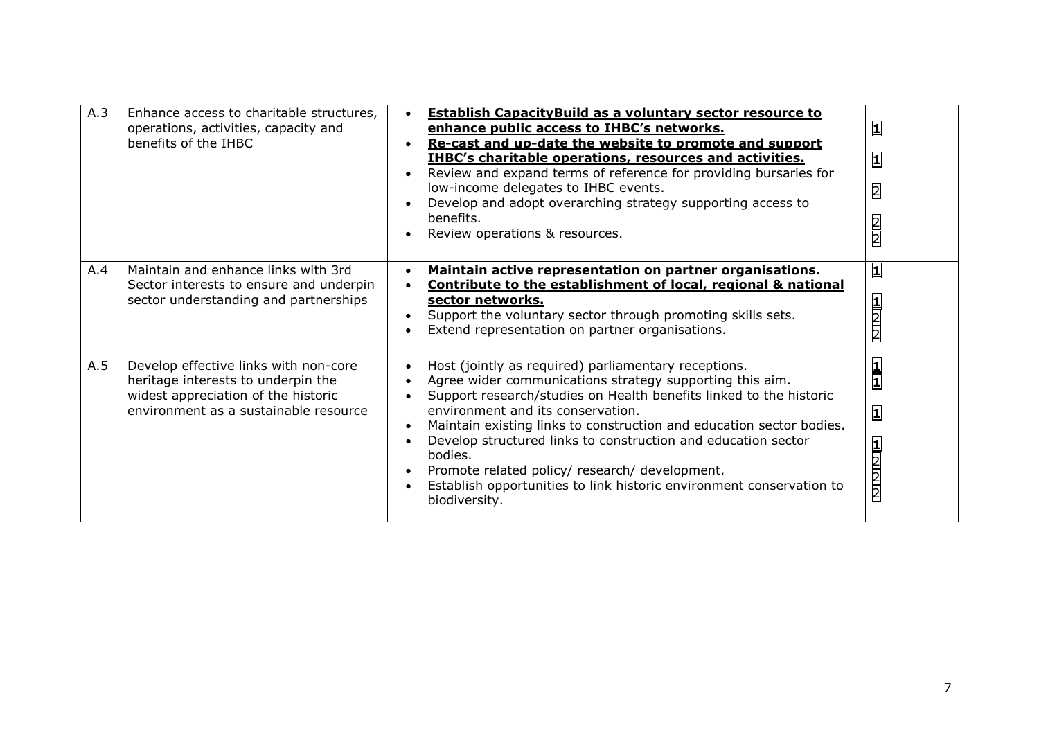| | | | |
|---|---|---|---|
| A.3 | Enhance access to charitable structures, operations, activities, capacity and benefits of the IHBC | • **<u>Establish CapacityBuild as a voluntary sector resource to enhance public access to IHBC's networks.</u>**<br>• **<u>Re-cast and up-date the website to promote and support IHBC's charitable operations, resources and activities.</u>**<br>• Review and expand terms of reference for providing bursaries for low-income delegates to IHBC events.<br>• Develop and adopt overarching strategy supporting access to benefits.<br>• Review operations & resources. | **1**<br>**1**<br>2<br>2<br>2 |
| A.4 | Maintain and enhance links with 3rd Sector interests to ensure and underpin sector understanding and partnerships | • **<u>Maintain active representation on partner organisations.</u>**<br>• **<u>Contribute to the establishment of local, regional & national sector networks.</u>**<br>• Support the voluntary sector through promoting skills sets.<br>• Extend representation on partner organisations. | **1**<br>**1**<br>2<br>2 |
| A.5 | Develop effective links with non-core heritage interests to underpin the widest appreciation of the historic environment as a sustainable resource | • Host (jointly as required) parliamentary receptions.<br>• Agree wider communications strategy supporting this aim.<br>• Support research/studies on Health benefits linked to the historic environment and its conservation.<br>• Maintain existing links to construction and education sector bodies.<br>• Develop structured links to construction and education sector bodies.<br>• Promote related policy/ research/ development.<br>• Establish opportunities to link historic environment conservation to biodiversity. | **1**<br>**1**<br>**1**<br>**1**<br>2<br>2<br>2 |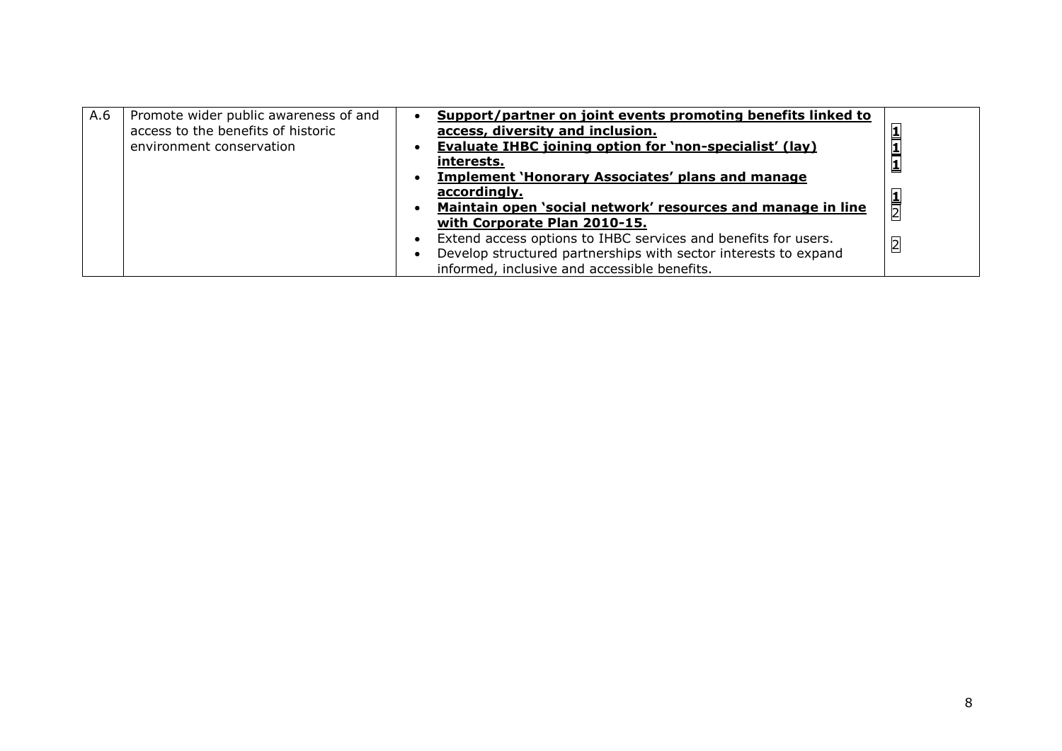| A.6 | Promote wider public awareness of and access to the benefits of historic environment conservation | • **<u>Support/partner on joint events promoting benefits linked to access, diversity and inclusion.</u>**<br>• **<u>Evaluate IHBC joining option for 'non-specialist' (lay) interests.</u>**<br>• **<u>Implement 'Honorary Associates' plans and manage accordingly.</u>**<br>• **<u>Maintain open 'social network' resources and manage in line with Corporate Plan 2010-15.</u>**<br>• Extend access options to IHBC services and benefits for users.<br>• Develop structured partnerships with sector interests to expand informed, inclusive and accessible benefits. | **<u>1</u>**<br>**<u>1</u>**<br>**<u>1</u>**<br>**<u>1</u>**<br>2<br>2 |
|---|---|---|---|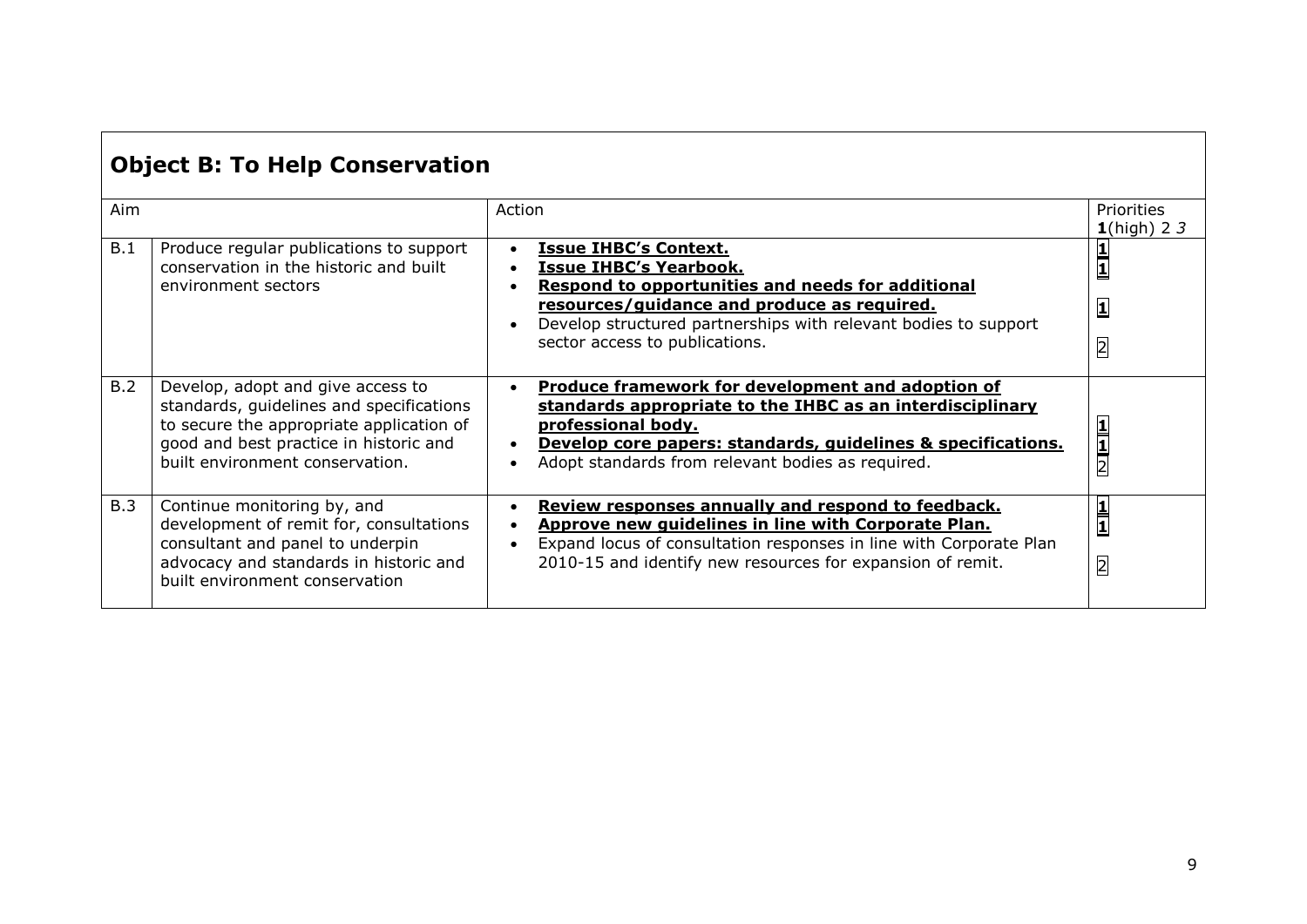## Object B: To Help Conservation

| Aim | | Action | Priorities **1**(high) 2 *3* |
|---|---|---|---|
| B.1 | Produce regular publications to support conservation in the historic and built environment sectors | • **Issue IHBC's Context.**<br>• **Issue IHBC's Yearbook.**<br>• **Respond to opportunities and needs for additional resources/guidance and produce as required.**<br>• Develop structured partnerships with relevant bodies to support sector access to publications. | **1**<br>**1**<br>**1**<br>2 |
| B.2 | Develop, adopt and give access to standards, guidelines and specifications to secure the appropriate application of good and best practice in historic and built environment conservation. | • **Produce framework for development and adoption of standards appropriate to the IHBC as an interdisciplinary professional body.**<br>• **Develop core papers: standards, guidelines & specifications.**<br>• Adopt standards from relevant bodies as required. | **1**<br>**1**<br>2 |
| B.3 | Continue monitoring by, and development of remit for, consultations consultant and panel to underpin advocacy and standards in historic and built environment conservation | • **Review responses annually and respond to feedback.**<br>• **Approve new guidelines in line with Corporate Plan.**<br>• Expand locus of consultation responses in line with Corporate Plan 2010-15 and identify new resources for expansion of remit. | **1**<br>**1**<br>2 |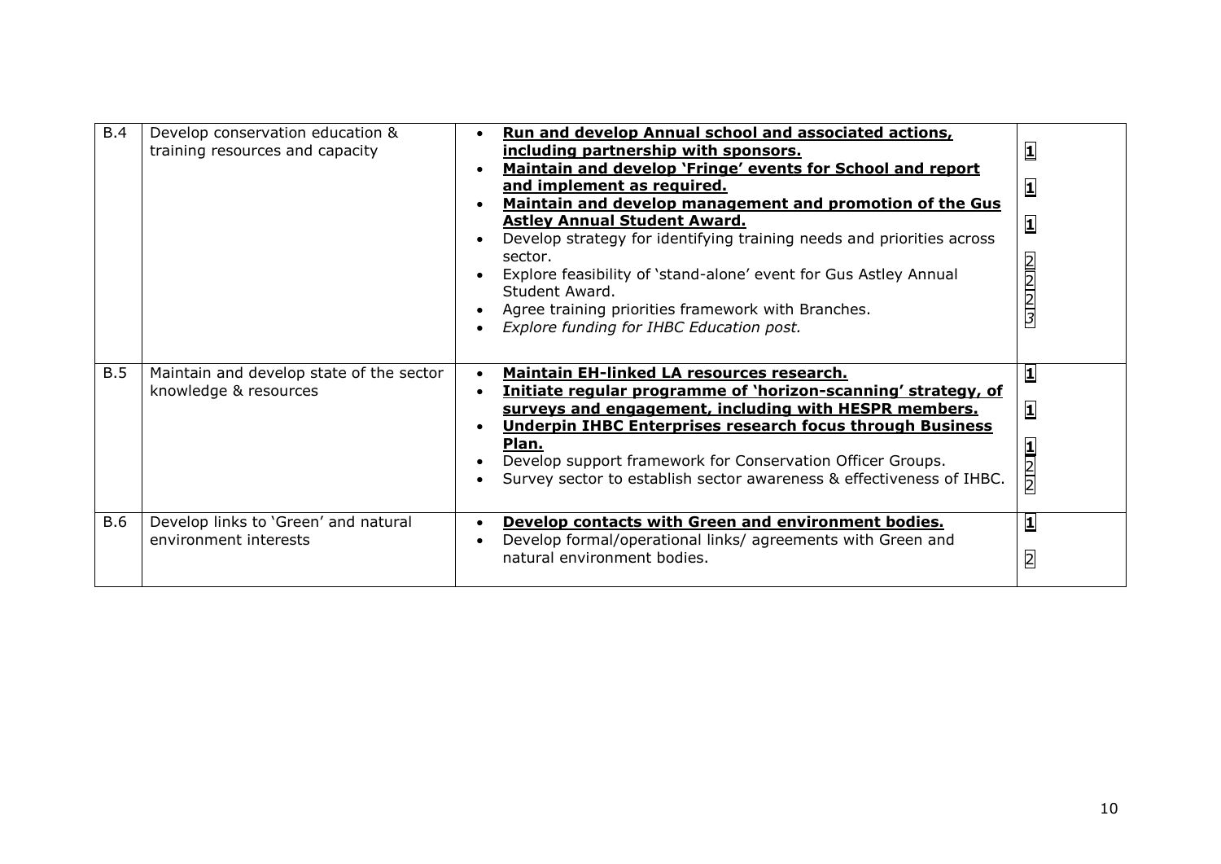| | | | |
|---|---|---|---|
| B.4 | Develop conservation education & training resources and capacity | • **Run and develop Annual school and associated actions, including partnership with sponsors.**<br>• **Maintain and develop 'Fringe' events for School and report and implement as required.**<br>• **Maintain and develop management and promotion of the Gus Astley Annual Student Award.**<br>• Develop strategy for identifying training needs and priorities across sector.<br>• Explore feasibility of 'stand-alone' event for Gus Astley Annual Student Award.<br>• Agree training priorities framework with Branches.<br>• *Explore funding for IHBC Education post.* | **1**<br>**1**<br>**1**<br>2<br>2<br>2<br>3 |
| B.5 | Maintain and develop state of the sector knowledge & resources | • **Maintain EH-linked LA resources research.**<br>• **Initiate regular programme of 'horizon-scanning' strategy, of surveys and engagement, including with HESPR members.**<br>• **Underpin IHBC Enterprises research focus through Business Plan.**<br>• Develop support framework for Conservation Officer Groups.<br>• Survey sector to establish sector awareness & effectiveness of IHBC. | **1**<br>**1**<br>**1**<br>2<br>2 |
| B.6 | Develop links to 'Green' and natural environment interests | • **Develop contacts with Green and environment bodies.**<br>• Develop formal/operational links/ agreements with Green and natural environment bodies. | **1**<br>2 |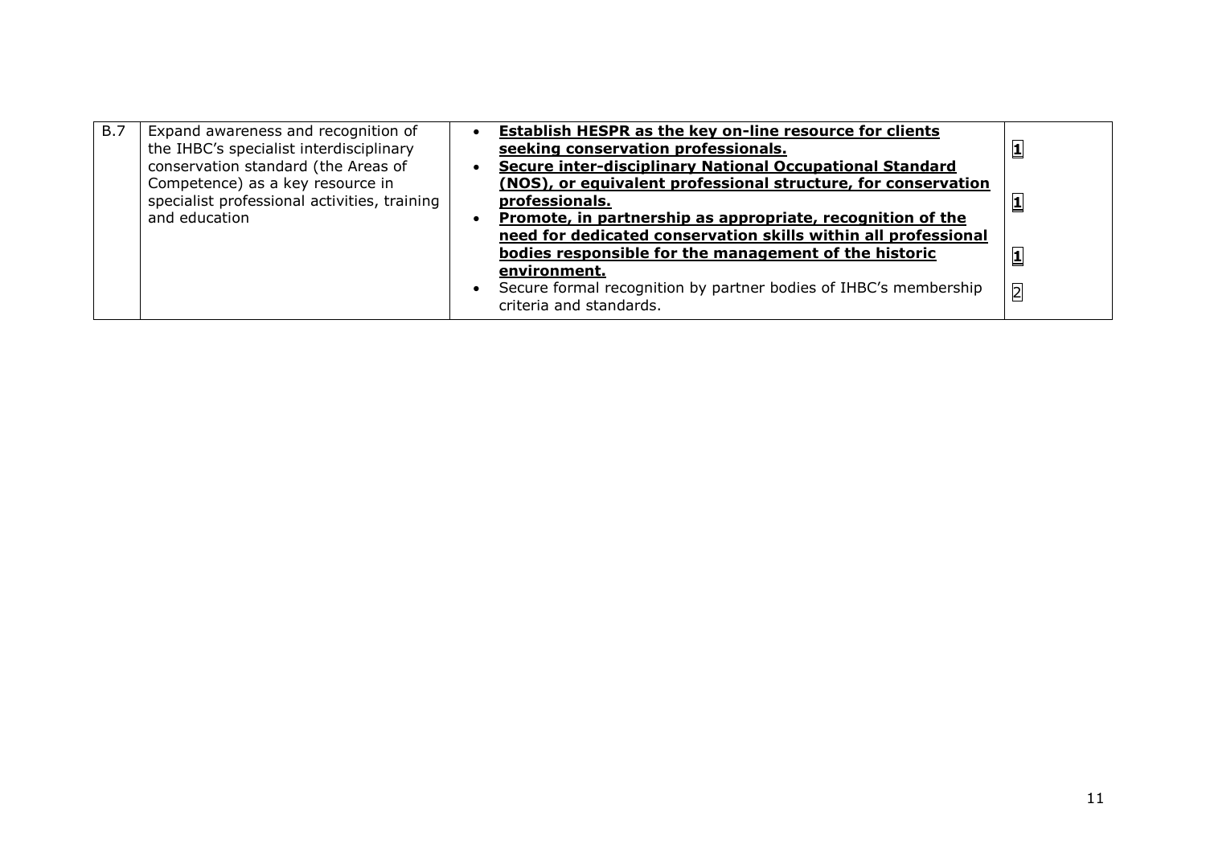| B.7 | Expand awareness and recognition of the IHBC's specialist interdisciplinary conservation standard (the Areas of Competence) as a key resource in specialist professional activities, training and education | • **<u>Establish HESPR as the key on-line resource for clients seeking conservation professionals.</u>**<br>• **<u>Secure inter-disciplinary National Occupational Standard (NOS), or equivalent professional structure, for conservation professionals.</u>**<br>• **<u>Promote, in partnership as appropriate, recognition of the need for dedicated conservation skills within all professional bodies responsible for the management of the historic environment.</u>**<br>• Secure formal recognition by partner bodies of IHBC's membership criteria and standards. | **1**<br>**1**<br>**1**<br>2 |
|---|---|---|---|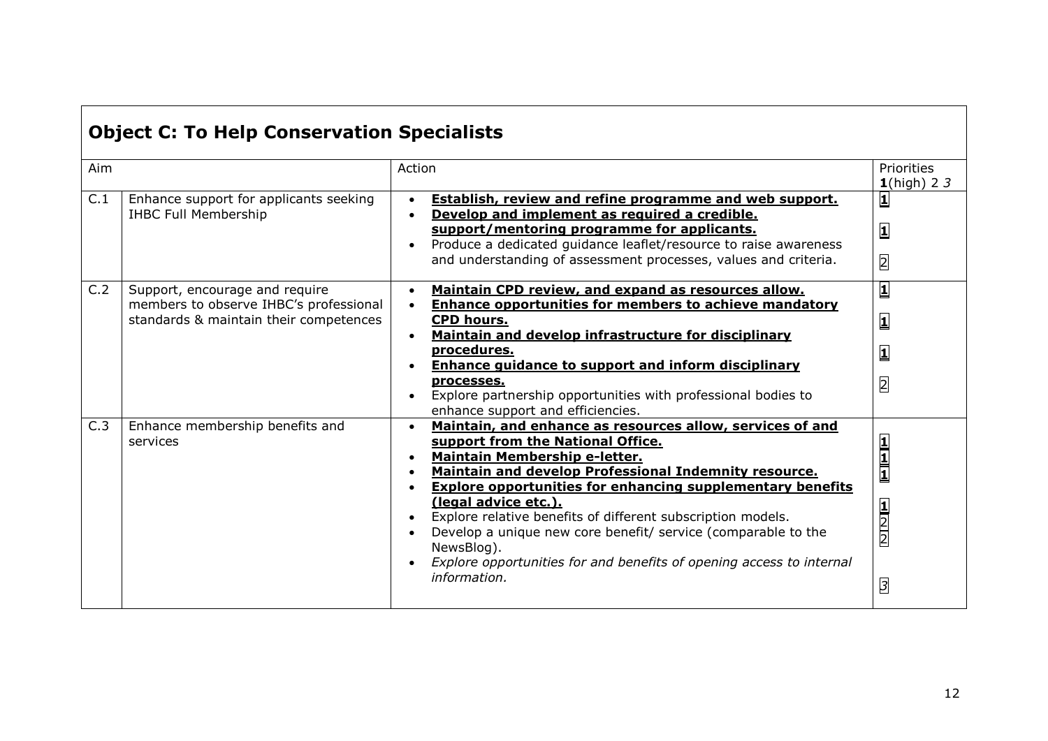## Object C: To Help Conservation Specialists

| Aim | | Action | Priorities **1**(high) 2 *3* |
|---|---|---|---|
| C.1 | Enhance support for applicants seeking IHBC Full Membership | • **Establish, review and refine programme and web support.**<br>• **Develop and implement as required a credible. support/mentoring programme for applicants.**<br>• Produce a dedicated guidance leaflet/resource to raise awareness and understanding of assessment processes, values and criteria. | **1**<br>**1**<br>2 |
| C.2 | Support, encourage and require members to observe IHBC's professional standards & maintain their competences | • **Maintain CPD review, and expand as resources allow.**<br>• **Enhance opportunities for members to achieve mandatory CPD hours.**<br>• **Maintain and develop infrastructure for disciplinary procedures.**<br>• **Enhance guidance to support and inform disciplinary processes.**<br>• Explore partnership opportunities with professional bodies to enhance support and efficiencies. | **1**<br>**1**<br>**1**<br>**1**<br>2 |
| C.3 | Enhance membership benefits and services | • **Maintain, and enhance as resources allow, services of and support from the National Office.**<br>• **Maintain Membership e-letter.**<br>• **Maintain and develop Professional Indemnity resource.**<br>• **Explore opportunities for enhancing supplementary benefits (legal advice etc.).**<br>• Explore relative benefits of different subscription models.<br>• Develop a unique new core benefit/ service (comparable to the NewsBlog).<br>• *Explore opportunities for and benefits of opening access to internal information.* | **1**<br>**1**<br>**1**<br>**1**<br>2<br>2<br>*3* |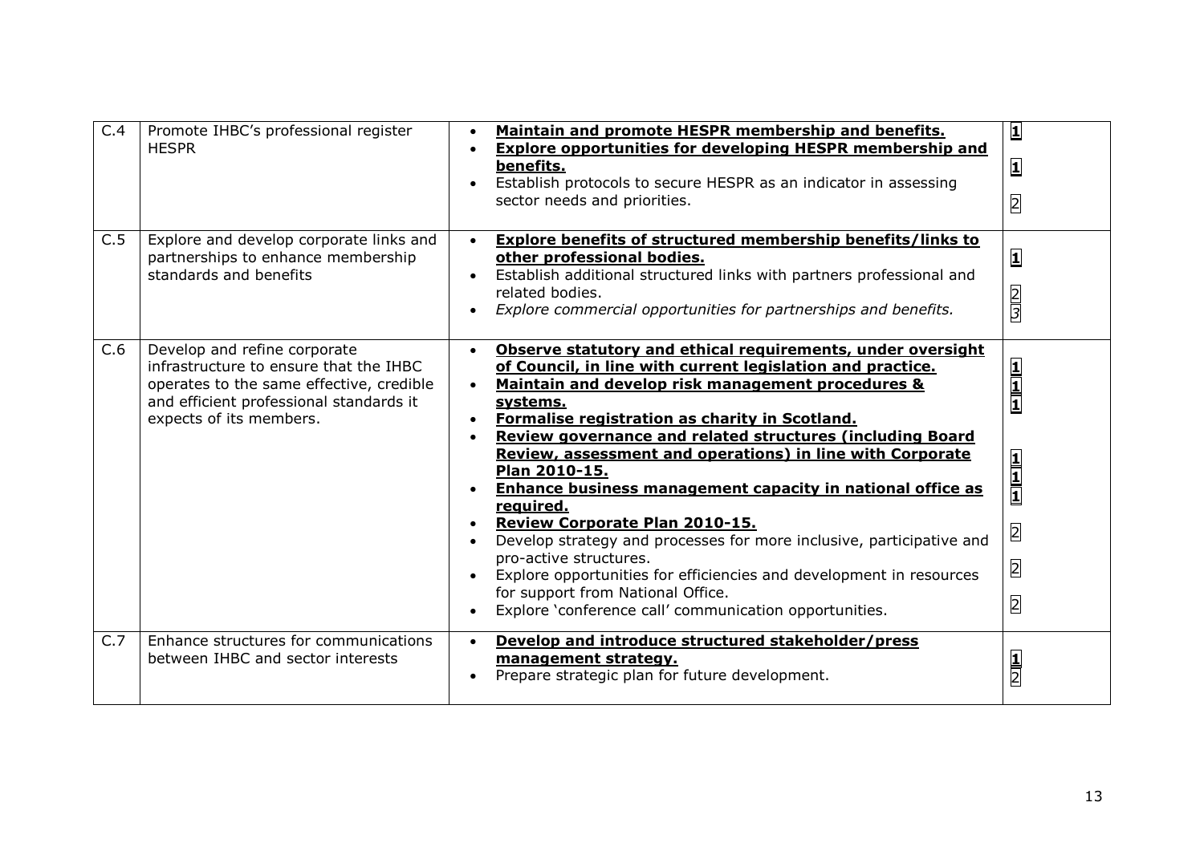| C.4 | Promote IHBC's professional register HESPR | • **Maintain and promote HESPR membership and benefits.**<br>• **Explore opportunities for developing HESPR membership and benefits.**<br>• Establish protocols to secure HESPR as an indicator in assessing sector needs and priorities. | **1**<br>**1**<br>2 |
|---|---|---|---|
| C.5 | Explore and develop corporate links and partnerships to enhance membership standards and benefits | • **Explore benefits of structured membership benefits/links to other professional bodies.**<br>• Establish additional structured links with partners professional and related bodies.<br>• *Explore commercial opportunities for partnerships and benefits.* | **1**<br>2<br>3 |
| C.6 | Develop and refine corporate infrastructure to ensure that the IHBC operates to the same effective, credible and efficient professional standards it expects of its members. | • **Observe statutory and ethical requirements, under oversight of Council, in line with current legislation and practice.**<br>• **Maintain and develop risk management procedures & systems.**<br>• **Formalise registration as charity in Scotland.**<br>• **Review governance and related structures (including Board Review, assessment and operations) in line with Corporate Plan 2010-15.**<br>• **Enhance business management capacity in national office as required.**<br>• **Review Corporate Plan 2010-15.**<br>• Develop strategy and processes for more inclusive, participative and pro-active structures.<br>• Explore opportunities for efficiencies and development in resources for support from National Office.<br>• Explore 'conference call' communication opportunities. | **1**<br>**1**<br>**1**<br>**1**<br>**1**<br>**1**<br>2<br>2<br>2 |
| C.7 | Enhance structures for communications between IHBC and sector interests | • **Develop and introduce structured stakeholder/press management strategy.**<br>• Prepare strategic plan for future development. | **1**<br>2 |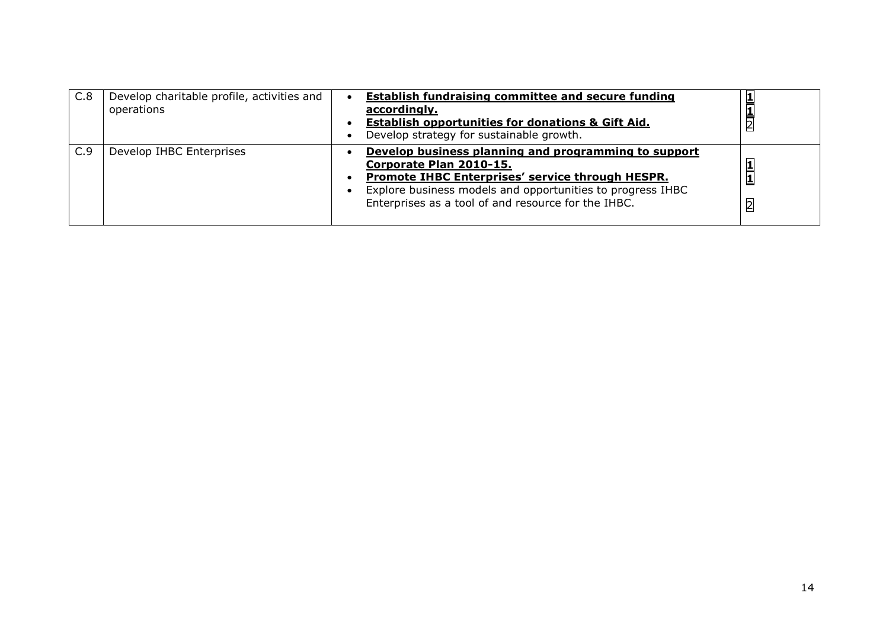| | | | |
|---|---|---|---|
| C.8 | Develop charitable profile, activities and operations | • **Establish fundraising committee and secure funding accordingly.**<br>• **Establish opportunities for donations & Gift Aid.**<br>• Develop strategy for sustainable growth. | **1**<br>**1**<br>2 |
| C.9 | Develop IHBC Enterprises | • **Develop business planning and programming to support Corporate Plan 2010-15.**<br>• **Promote IHBC Enterprises' service through HESPR.**<br>• Explore business models and opportunities to progress IHBC Enterprises as a tool of and resource for the IHBC. | **1**<br>**1**<br>2 |